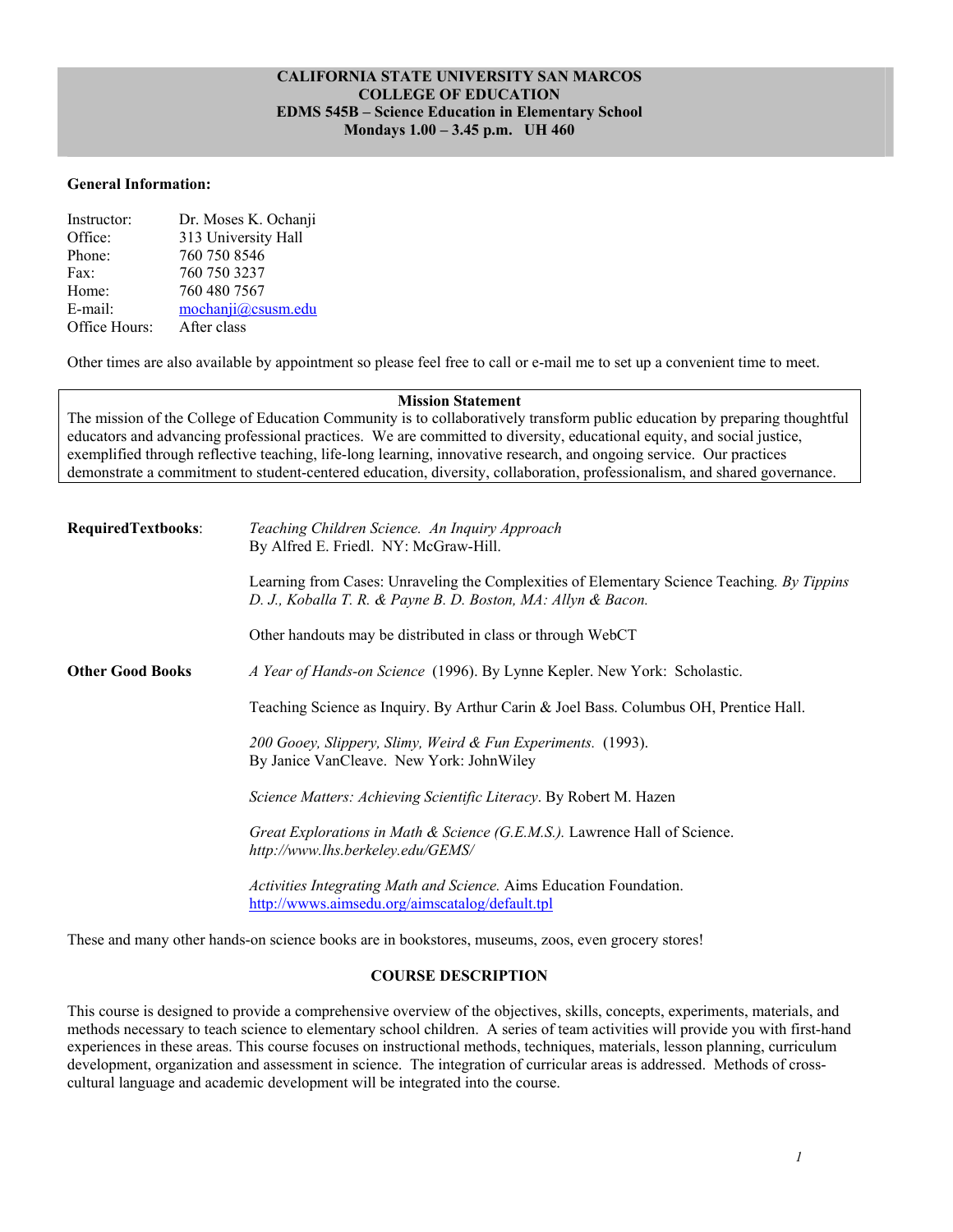**CALIFORNIA STATE UNIVERSITY SAN MARCOS**
**COLLEGE OF EDUCATION**
**EDMS 545B – Science Education in Elementary School**
**Mondays 1.00 – 3.45 p.m. UH 460**

**General Information:**

Instructor: Dr. Moses K. Ochanji
Office: 313 University Hall
Phone: 760 750 8546
Fax: 760 750 3237
Home: 760 480 7567
E-mail: mochanji@csusm.edu
Office Hours: After class

Other times are also available by appointment so please feel free to call or e-mail me to set up a convenient time to meet.

**Mission Statement**

The mission of the College of Education Community is to collaboratively transform public education by preparing thoughtful educators and advancing professional practices. We are committed to diversity, educational equity, and social justice, exemplified through reflective teaching, life-long learning, innovative research, and ongoing service. Our practices demonstrate a commitment to student-centered education, diversity, collaboration, professionalism, and shared governance.

**RequiredTextbooks**:

*Teaching Children Science. An Inquiry Approach*
By Alfred E. Friedl. NY: McGraw-Hill.

Learning from Cases: Unraveling the Complexities of Elementary Science Teaching*. By Tippins D. J., Koballa T. R. & Payne B. D. Boston, MA: Allyn & Bacon.*

Other handouts may be distributed in class or through WebCT

**Other Good Books**

*A Year of Hands-on Science* (1996). By Lynne Kepler. New York: Scholastic.

Teaching Science as Inquiry. By Arthur Carin & Joel Bass. Columbus OH, Prentice Hall.

*200 Gooey, Slippery, Slimy, Weird & Fun Experiments.* (1993).
By Janice VanCleave. New York: JohnWiley

*Science Matters: Achieving Scientific Literacy*. By Robert M. Hazen

*Great Explorations in Math & Science (G.E.M.S.).* Lawrence Hall of Science.
*http://www.lhs.berkeley.edu/GEMS/*

*Activities Integrating Math and Science.* Aims Education Foundation.
http://wwws.aimsedu.org/aimscatalog/default.tpl

These and many other hands-on science books are in bookstores, museums, zoos, even grocery stores!

## COURSE DESCRIPTION

This course is designed to provide a comprehensive overview of the objectives, skills, concepts, experiments, materials, and methods necessary to teach science to elementary school children. A series of team activities will provide you with first-hand experiences in these areas. This course focuses on instructional methods, techniques, materials, lesson planning, curriculum development, organization and assessment in science. The integration of curricular areas is addressed. Methods of cross-cultural language and academic development will be integrated into the course.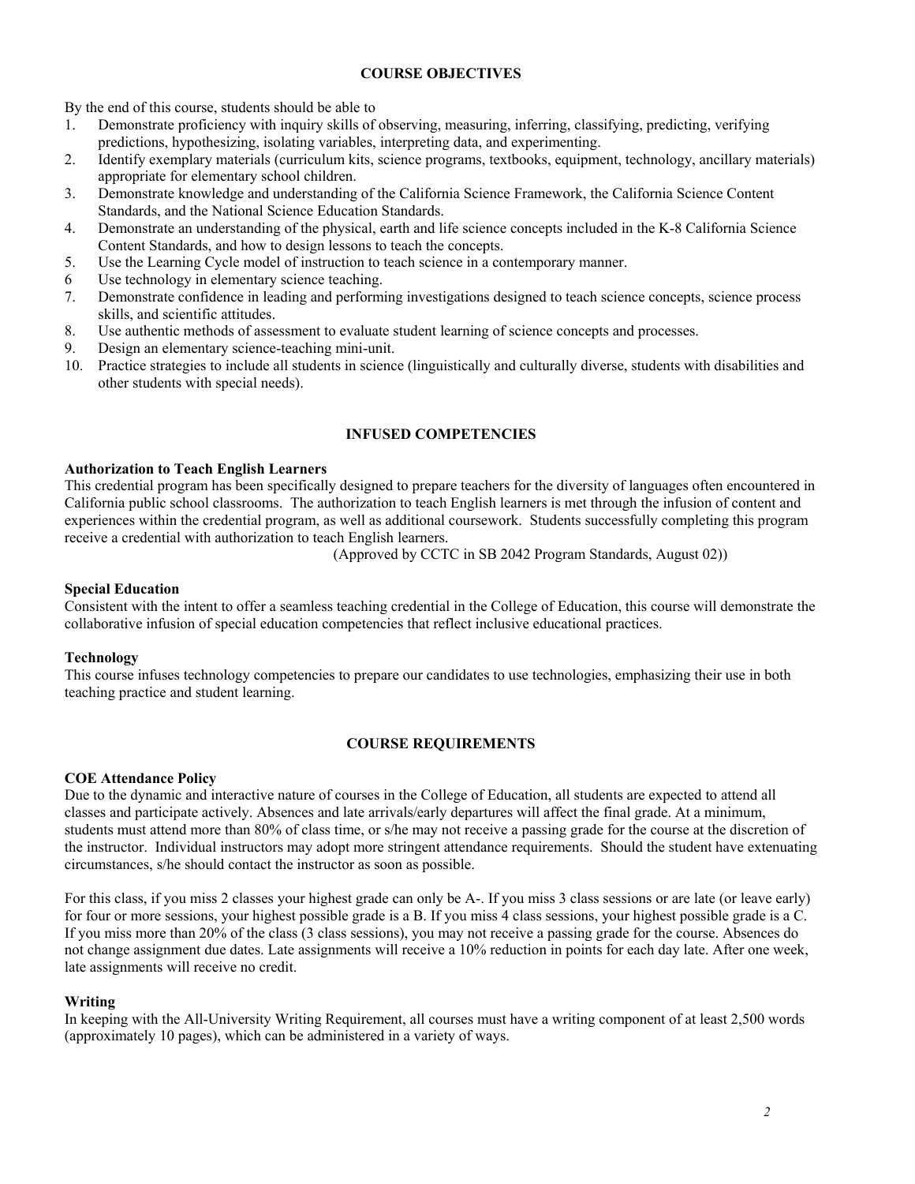## COURSE OBJECTIVES

By the end of this course, students should be able to

1. Demonstrate proficiency with inquiry skills of observing, measuring, inferring, classifying, predicting, verifying predictions, hypothesizing, isolating variables, interpreting data, and experimenting.
2. Identify exemplary materials (curriculum kits, science programs, textbooks, equipment, technology, ancillary materials) appropriate for elementary school children.
3. Demonstrate knowledge and understanding of the California Science Framework, the California Science Content Standards, and the National Science Education Standards.
4. Demonstrate an understanding of the physical, earth and life science concepts included in the K-8 California Science Content Standards, and how to design lessons to teach the concepts.
5. Use the Learning Cycle model of instruction to teach science in a contemporary manner.
6. Use technology in elementary science teaching.
7. Demonstrate confidence in leading and performing investigations designed to teach science concepts, science process skills, and scientific attitudes.
8. Use authentic methods of assessment to evaluate student learning of science concepts and processes.
9. Design an elementary science-teaching mini-unit.
10. Practice strategies to include all students in science (linguistically and culturally diverse, students with disabilities and other students with special needs).

## INFUSED COMPETENCIES

### Authorization to Teach English Learners

This credential program has been specifically designed to prepare teachers for the diversity of languages often encountered in California public school classrooms. The authorization to teach English learners is met through the infusion of content and experiences within the credential program, as well as additional coursework. Students successfully completing this program receive a credential with authorization to teach English learners.

(Approved by CCTC in SB 2042 Program Standards, August 02))

### Special Education

Consistent with the intent to offer a seamless teaching credential in the College of Education, this course will demonstrate the collaborative infusion of special education competencies that reflect inclusive educational practices.

### Technology

This course infuses technology competencies to prepare our candidates to use technologies, emphasizing their use in both teaching practice and student learning.

## COURSE REQUIREMENTS

### COE Attendance Policy

Due to the dynamic and interactive nature of courses in the College of Education, all students are expected to attend all classes and participate actively. Absences and late arrivals/early departures will affect the final grade. At a minimum, students must attend more than 80% of class time, or s/he may not receive a passing grade for the course at the discretion of the instructor. Individual instructors may adopt more stringent attendance requirements. Should the student have extenuating circumstances, s/he should contact the instructor as soon as possible.

For this class, if you miss 2 classes your highest grade can only be A-. If you miss 3 class sessions or are late (or leave early) for four or more sessions, your highest possible grade is a B. If you miss 4 class sessions, your highest possible grade is a C. If you miss more than 20% of the class (3 class sessions), you may not receive a passing grade for the course. Absences do not change assignment due dates. Late assignments will receive a 10% reduction in points for each day late. After one week, late assignments will receive no credit.

### Writing

In keeping with the All-University Writing Requirement, all courses must have a writing component of at least 2,500 words (approximately 10 pages), which can be administered in a variety of ways.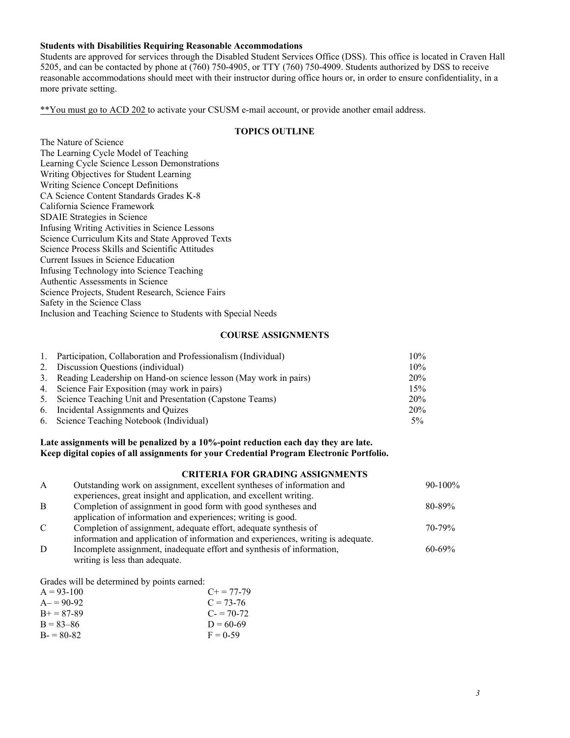**Students with Disabilities Requiring Reasonable Accommodations**

Students are approved for services through the Disabled Student Services Office (DSS). This office is located in Craven Hall 5205, and can be contacted by phone at (760) 750-4905, or TTY (760) 750-4909. Students authorized by DSS to receive reasonable accommodations should meet with their instructor during office hours or, in order to ensure confidentiality, in a more private setting.

**You must go to ACD 202 to activate your CSUSM e-mail account, or provide another email address.

## TOPICS OUTLINE

The Nature of Science
The Learning Cycle Model of Teaching
Learning Cycle Science Lesson Demonstrations
Writing Objectives for Student Learning
Writing Science Concept Definitions
CA Science Content Standards Grades K-8
California Science Framework
SDAIE Strategies in Science
Infusing Writing Activities in Science Lessons
Science Curriculum Kits and State Approved Texts
Science Process Skills and Scientific Attitudes
Current Issues in Science Education
Infusing Technology into Science Teaching
Authentic Assessments in Science
Science Projects, Student Research, Science Fairs
Safety in the Science Class
Inclusion and Teaching Science to Students with Special Needs

## COURSE ASSIGNMENTS

| | Assignment | Weight |
|---|---|---|
| 1. | Participation, Collaboration and Professionalism (Individual) | 10% |
| 2. | Discussion Questions (individual) | 10% |
| 3. | Reading Leadership on Hand-on science lesson (May work in pairs) | 20% |
| 4. | Science Fair Exposition (may work in pairs) | 15% |
| 5. | Science Teaching Unit and Presentation (Capstone Teams) | 20% |
| 6. | Incidental Assignments and Quizes | 20% |
| 6. | Science Teaching Notebook (Individual) | 5% |

**Late assignments will be penalized by a 10%-point reduction each day they are late.**
**Keep digital copies of all assignments for your Credential Program Electronic Portfolio.**

## CRITERIA FOR GRADING ASSIGNMENTS

| Grade | Criteria | Range |
|---|---|---|
| A | Outstanding work on assignment, excellent syntheses of information and experiences, great insight and application, and excellent writing. | 90-100% |
| B | Completion of assignment in good form with good syntheses and application of information and experiences; writing is good. | 80-89% |
| C | Completion of assignment, adequate effort, adequate synthesis of information and application of information and experiences, writing is adequate. | 70-79% |
| D | Incomplete assignment, inadequate effort and synthesis of information, writing is less than adequate. | 60-69% |

Grades will be determined by points earned:

| | |
|---|---|
| A = 93-100 | C+ = 77-79 |
| A– = 90-92 | C = 73-76 |
| B+ = 87-89 | C- = 70-72 |
| B = 83–86 | D = 60-69 |
| B- = 80-82 | F = 0-59 |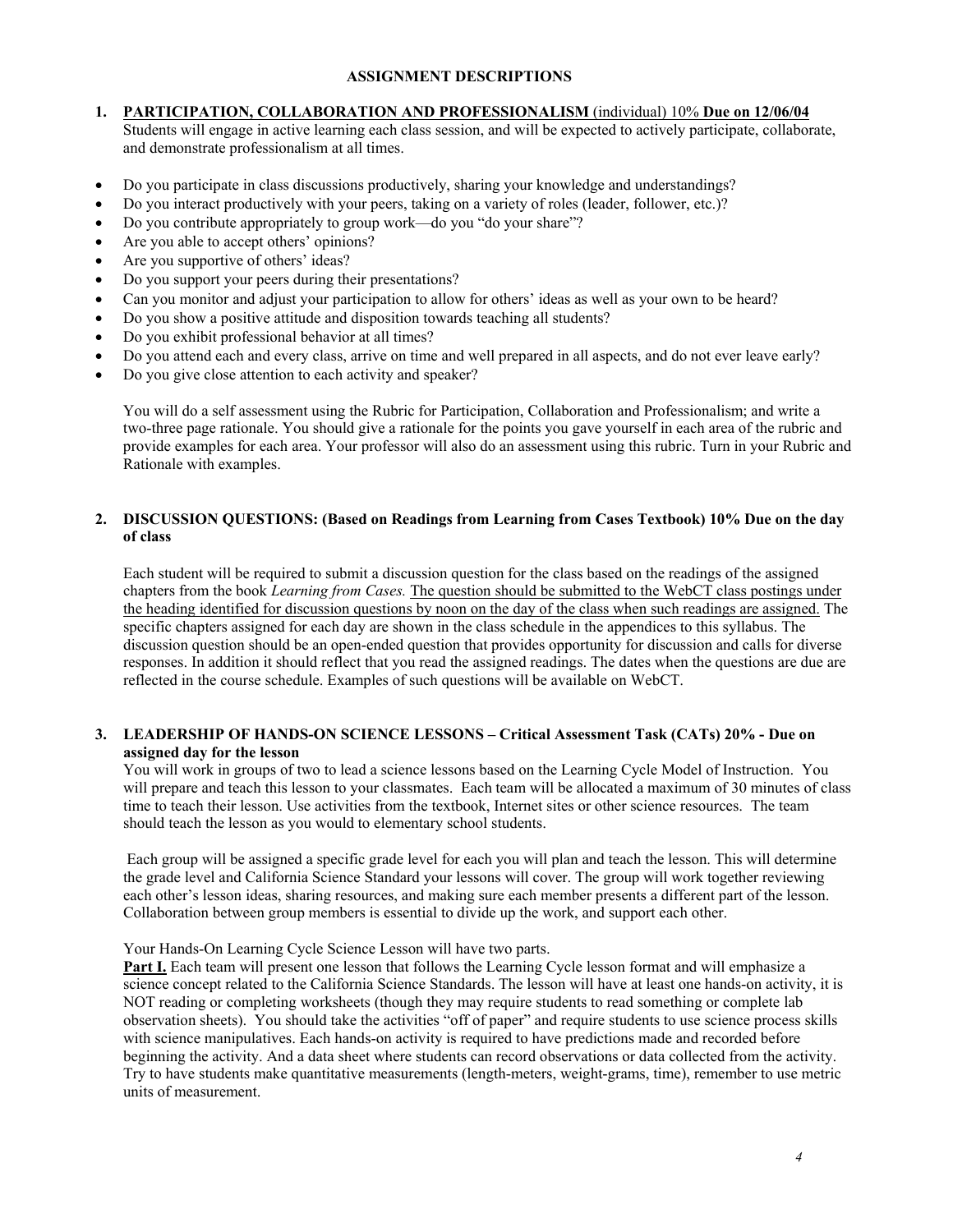## ASSIGNMENT DESCRIPTIONS

1. **PARTICIPATION, COLLABORATION AND PROFESSIONALISM** (individual) 10% **Due on 12/06/04**
   Students will engage in active learning each class session, and will be expected to actively participate, collaborate, and demonstrate professionalism at all times.

- Do you participate in class discussions productively, sharing your knowledge and understandings?
- Do you interact productively with your peers, taking on a variety of roles (leader, follower, etc.)?
- Do you contribute appropriately to group work—do you "do your share"?
- Are you able to accept others' opinions?
- Are you supportive of others' ideas?
- Do you support your peers during their presentations?
- Can you monitor and adjust your participation to allow for others' ideas as well as your own to be heard?
- Do you show a positive attitude and disposition towards teaching all students?
- Do you exhibit professional behavior at all times?
- Do you attend each and every class, arrive on time and well prepared in all aspects, and do not ever leave early?
- Do you give close attention to each activity and speaker?

You will do a self assessment using the Rubric for Participation, Collaboration and Professionalism; and write a two-three page rationale. You should give a rationale for the points you gave yourself in each area of the rubric and provide examples for each area. Your professor will also do an assessment using this rubric. Turn in your Rubric and Rationale with examples.

2. **DISCUSSION QUESTIONS: (Based on Readings from Learning from Cases Textbook) 10% Due on the day of class**

Each student will be required to submit a discussion question for the class based on the readings of the assigned chapters from the book *Learning from Cases.* <u>The question should be submitted to the WebCT class postings under the heading identified for discussion questions by noon on the day of the class when such readings are assigned.</u> The specific chapters assigned for each day are shown in the class schedule in the appendices to this syllabus. The discussion question should be an open-ended question that provides opportunity for discussion and calls for diverse responses. In addition it should reflect that you read the assigned readings. The dates when the questions are due are reflected in the course schedule. Examples of such questions will be available on WebCT.

3. **LEADERSHIP OF HANDS-ON SCIENCE LESSONS – Critical Assessment Task (CATs) 20% - Due on assigned day for the lesson**
   You will work in groups of two to lead a science lessons based on the Learning Cycle Model of Instruction. You will prepare and teach this lesson to your classmates. Each team will be allocated a maximum of 30 minutes of class time to teach their lesson. Use activities from the textbook, Internet sites or other science resources. The team should teach the lesson as you would to elementary school students.

Each group will be assigned a specific grade level for each you will plan and teach the lesson. This will determine the grade level and California Science Standard your lessons will cover. The group will work together reviewing each other's lesson ideas, sharing resources, and making sure each member presents a different part of the lesson. Collaboration between group members is essential to divide up the work, and support each other.

Your Hands-On Learning Cycle Science Lesson will have two parts.
**<u>Part I.</u>** Each team will present one lesson that follows the Learning Cycle lesson format and will emphasize a science concept related to the California Science Standards. The lesson will have at least one hands-on activity, it is NOT reading or completing worksheets (though they may require students to read something or complete lab observation sheets). You should take the activities "off of paper" and require students to use science process skills with science manipulatives. Each hands-on activity is required to have predictions made and recorded before beginning the activity. And a data sheet where students can record observations or data collected from the activity. Try to have students make quantitative measurements (length-meters, weight-grams, time), remember to use metric units of measurement.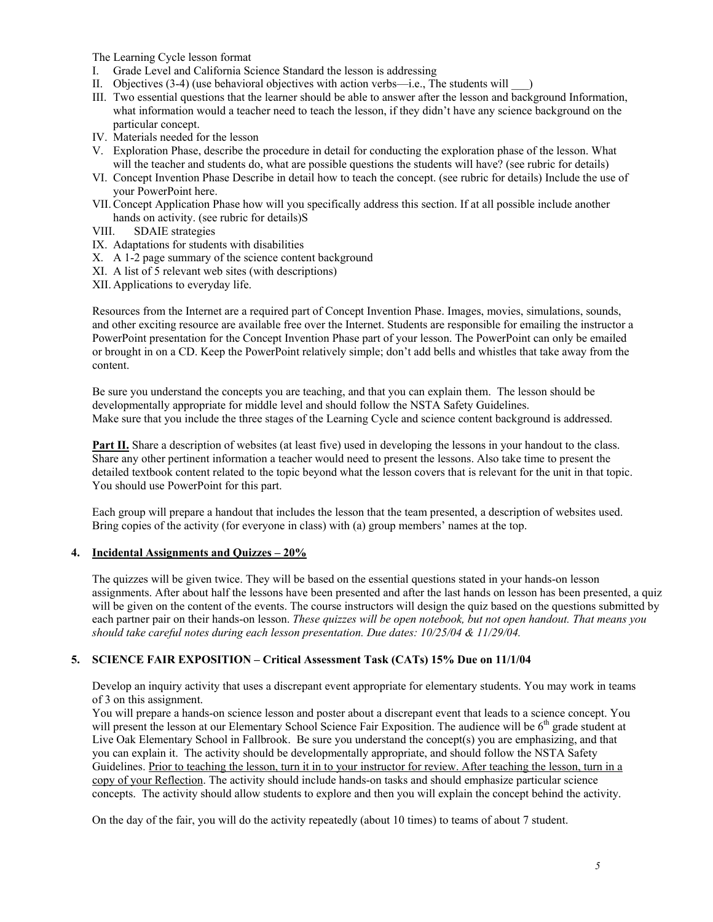The Learning Cycle lesson format

I. Grade Level and California Science Standard the lesson is addressing
II. Objectives (3-4) (use behavioral objectives with action verbs—i.e., The students will ___)
III. Two essential questions that the learner should be able to answer after the lesson and background Information, what information would a teacher need to teach the lesson, if they didn't have any science background on the particular concept.
IV. Materials needed for the lesson
V. Exploration Phase, describe the procedure in detail for conducting the exploration phase of the lesson. What will the teacher and students do, what are possible questions the students will have? (see rubric for details)
VI. Concept Invention Phase Describe in detail how to teach the concept. (see rubric for details) Include the use of your PowerPoint here.
VII. Concept Application Phase how will you specifically address this section. If at all possible include another hands on activity. (see rubric for details)S
VIII. SDAIE strategies
IX. Adaptations for students with disabilities
X. A 1-2 page summary of the science content background
XI. A list of 5 relevant web sites (with descriptions)
XII. Applications to everyday life.

Resources from the Internet are a required part of Concept Invention Phase. Images, movies, simulations, sounds, and other exciting resource are available free over the Internet. Students are responsible for emailing the instructor a PowerPoint presentation for the Concept Invention Phase part of your lesson. The PowerPoint can only be emailed or brought in on a CD. Keep the PowerPoint relatively simple; don't add bells and whistles that take away from the content.

Be sure you understand the concepts you are teaching, and that you can explain them. The lesson should be developmentally appropriate for middle level and should follow the NSTA Safety Guidelines.
Make sure that you include the three stages of the Learning Cycle and science content background is addressed.

**Part II.** Share a description of websites (at least five) used in developing the lessons in your handout to the class. Share any other pertinent information a teacher would need to present the lessons. Also take time to present the detailed textbook content related to the topic beyond what the lesson covers that is relevant for the unit in that topic. You should use PowerPoint for this part.

Each group will prepare a handout that includes the lesson that the team presented, a description of websites used. Bring copies of the activity (for everyone in class) with (a) group members' names at the top.

### 4. Incidental Assignments and Quizzes – 20%

The quizzes will be given twice. They will be based on the essential questions stated in your hands-on lesson assignments. After about half the lessons have been presented and after the last hands on lesson has been presented, a quiz will be given on the content of the events. The course instructors will design the quiz based on the questions submitted by each partner pair on their hands-on lesson. *These quizzes will be open notebook, but not open handout. That means you should take careful notes during each lesson presentation. Due dates: 10/25/04 & 11/29/04.*

### 5. SCIENCE FAIR EXPOSITION – Critical Assessment Task (CATs) 15% Due on 11/1/04

Develop an inquiry activity that uses a discrepant event appropriate for elementary students. You may work in teams of 3 on this assignment.
You will prepare a hands-on science lesson and poster about a discrepant event that leads to a science concept. You will present the lesson at our Elementary School Science Fair Exposition. The audience will be 6th grade student at Live Oak Elementary School in Fallbrook. Be sure you understand the concept(s) you are emphasizing, and that you can explain it. The activity should be developmentally appropriate, and should follow the NSTA Safety Guidelines. Prior to teaching the lesson, turn it in to your instructor for review. After teaching the lesson, turn in a copy of your Reflection. The activity should include hands-on tasks and should emphasize particular science concepts. The activity should allow students to explore and then you will explain the concept behind the activity.

On the day of the fair, you will do the activity repeatedly (about 10 times) to teams of about 7 student.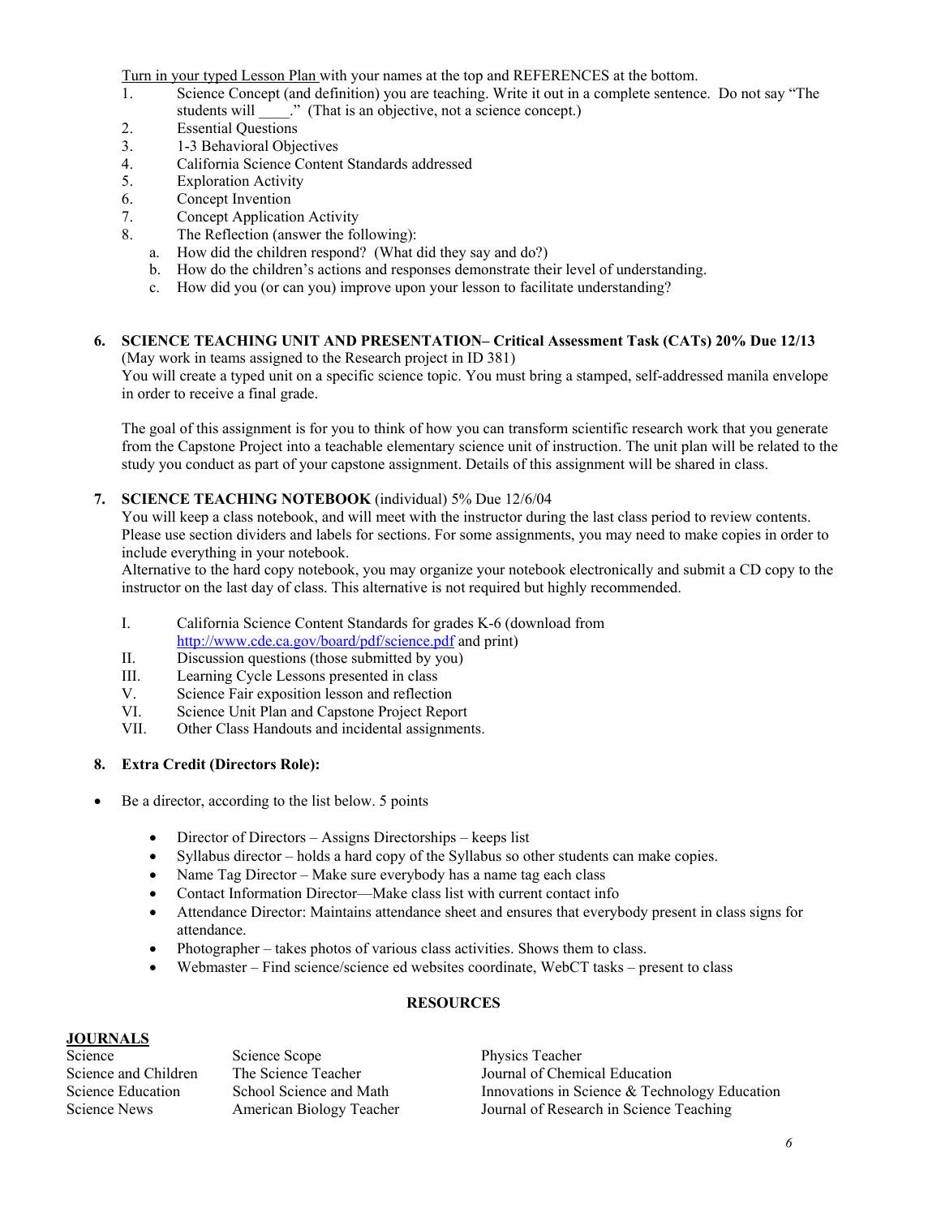Turn in your typed Lesson Plan with your names at the top and REFERENCES at the bottom.

1. Science Concept (and definition) you are teaching. Write it out in a complete sentence. Do not say "The students will ____." (That is an objective, not a science concept.)
2. Essential Questions
3. 1-3 Behavioral Objectives
4. California Science Content Standards addressed
5. Exploration Activity
6. Concept Invention
7. Concept Application Activity
8. The Reflection (answer the following):
   a. How did the children respond? (What did they say and do?)
   b. How do the children's actions and responses demonstrate their level of understanding.
   c. How did you (or can you) improve upon your lesson to facilitate understanding?

**6. SCIENCE TEACHING UNIT AND PRESENTATION– Critical Assessment Task (CATs) 20% Due 12/13**

(May work in teams assigned to the Research project in ID 381)

You will create a typed unit on a specific science topic. You must bring a stamped, self-addressed manila envelope in order to receive a final grade.

The goal of this assignment is for you to think of how you can transform scientific research work that you generate from the Capstone Project into a teachable elementary science unit of instruction. The unit plan will be related to the study you conduct as part of your capstone assignment. Details of this assignment will be shared in class.

**7. SCIENCE TEACHING NOTEBOOK** (individual) 5% Due 12/6/04

You will keep a class notebook, and will meet with the instructor during the last class period to review contents. Please use section dividers and labels for sections. For some assignments, you may need to make copies in order to include everything in your notebook.

Alternative to the hard copy notebook, you may organize your notebook electronically and submit a CD copy to the instructor on the last day of class. This alternative is not required but highly recommended.

- I. California Science Content Standards for grades K-6 (download from http://www.cde.ca.gov/board/pdf/science.pdf and print)
- II. Discussion questions (those submitted by you)
- III. Learning Cycle Lessons presented in class
- V. Science Fair exposition lesson and reflection
- VI. Science Unit Plan and Capstone Project Report
- VII. Other Class Handouts and incidental assignments.

**8. Extra Credit (Directors Role):**

- Be a director, according to the list below. 5 points
  - Director of Directors – Assigns Directorships – keeps list
  - Syllabus director – holds a hard copy of the Syllabus so other students can make copies.
  - Name Tag Director – Make sure everybody has a name tag each class
  - Contact Information Director—Make class list with current contact info
  - Attendance Director: Maintains attendance sheet and ensures that everybody present in class signs for attendance.
  - Photographer – takes photos of various class activities. Shows them to class.
  - Webmaster – Find science/science ed websites coordinate, WebCT tasks – present to class

## RESOURCES

**JOURNALS**

| | | |
|---|---|---|
| Science | Science Scope | Physics Teacher |
| Science and Children | The Science Teacher | Journal of Chemical Education |
| Science Education | School Science and Math | Innovations in Science & Technology Education |
| Science News | American Biology Teacher | Journal of Research in Science Teaching |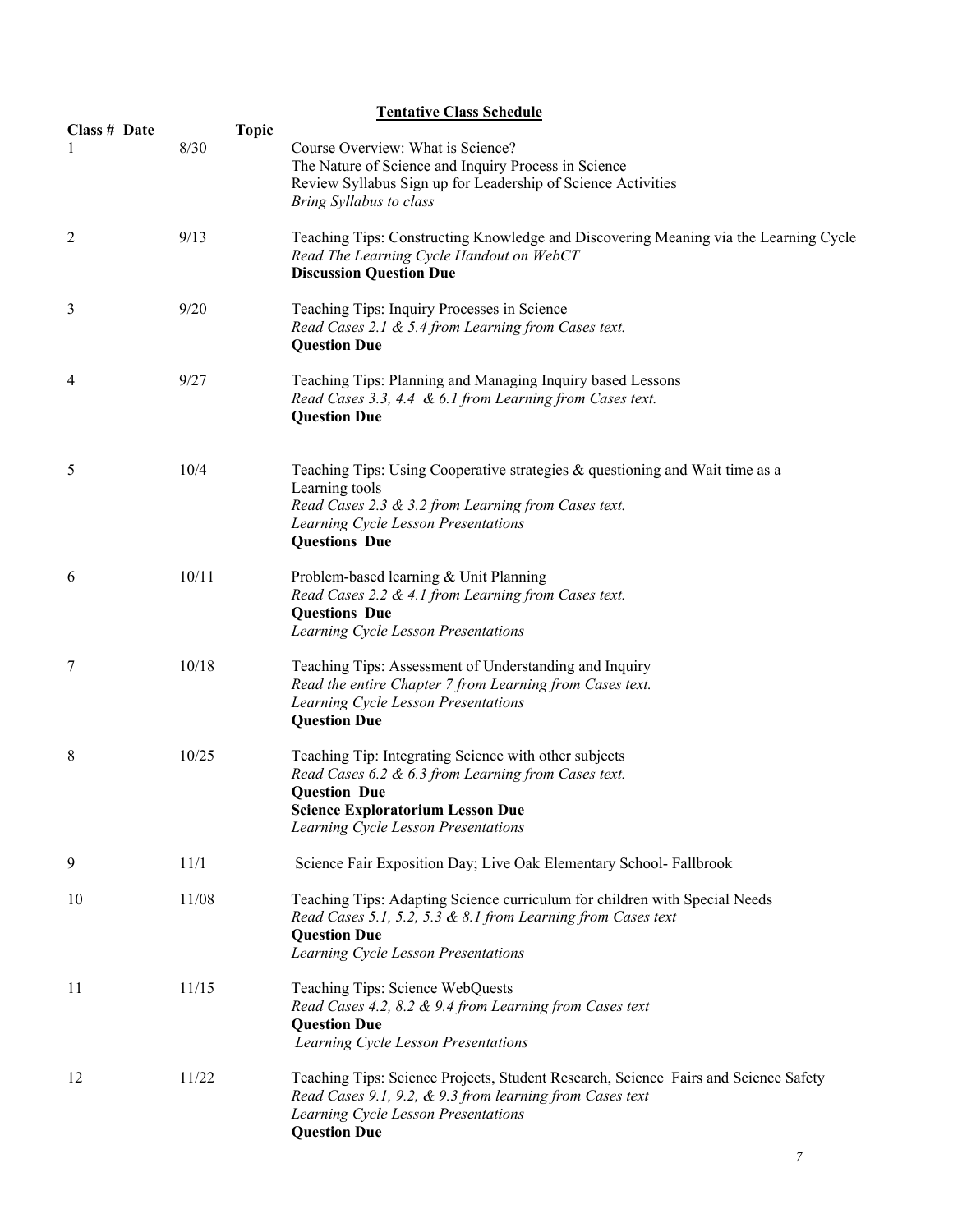## Tentative Class Schedule

| Class # | Date | Topic |
|---|---|---|
| 1 | 8/30 | Course Overview: What is Science?<br>The Nature of Science and Inquiry Process in Science<br>Review Syllabus Sign up for Leadership of Science Activities<br>*Bring Syllabus to class* |
| 2 | 9/13 | Teaching Tips: Constructing Knowledge and Discovering Meaning via the Learning Cycle<br>*Read The Learning Cycle Handout on WebCT*<br>**Discussion Question Due** |
| 3 | 9/20 | Teaching Tips: Inquiry Processes in Science<br>*Read Cases 2.1 & 5.4 from Learning from Cases text.*<br>**Question Due** |
| 4 | 9/27 | Teaching Tips: Planning and Managing Inquiry based Lessons<br>*Read Cases 3.3, 4.4 & 6.1 from Learning from Cases text.*<br>**Question Due** |
| 5 | 10/4 | Teaching Tips: Using Cooperative strategies & questioning and Wait time as a Learning tools<br>*Read Cases 2.3 & 3.2 from Learning from Cases text.*<br>*Learning Cycle Lesson Presentations*<br>**Questions Due** |
| 6 | 10/11 | Problem-based learning & Unit Planning<br>*Read Cases 2.2 & 4.1 from Learning from Cases text.*<br>**Questions Due**<br>*Learning Cycle Lesson Presentations* |
| 7 | 10/18 | Teaching Tips: Assessment of Understanding and Inquiry<br>*Read the entire Chapter 7 from Learning from Cases text.*<br>*Learning Cycle Lesson Presentations*<br>**Question Due** |
| 8 | 10/25 | Teaching Tip: Integrating Science with other subjects<br>*Read Cases 6.2 & 6.3 from Learning from Cases text.*<br>**Question Due**<br>**Science Exploratorium Lesson Due**<br>*Learning Cycle Lesson Presentations* |
| 9 | 11/1 | Science Fair Exposition Day; Live Oak Elementary School- Fallbrook |
| 10 | 11/08 | Teaching Tips: Adapting Science curriculum for children with Special Needs<br>*Read Cases 5.1, 5.2, 5.3 & 8.1 from Learning from Cases text*<br>**Question Due**<br>*Learning Cycle Lesson Presentations* |
| 11 | 11/15 | Teaching Tips: Science WebQuests<br>*Read Cases 4.2, 8.2 & 9.4 from Learning from Cases text*<br>**Question Due**<br>*Learning Cycle Lesson Presentations* |
| 12 | 11/22 | Teaching Tips: Science Projects, Student Research, Science Fairs and Science Safety<br>*Read Cases 9.1, 9.2, & 9.3 from learning from Cases text*<br>*Learning Cycle Lesson Presentations*<br>**Question Due** |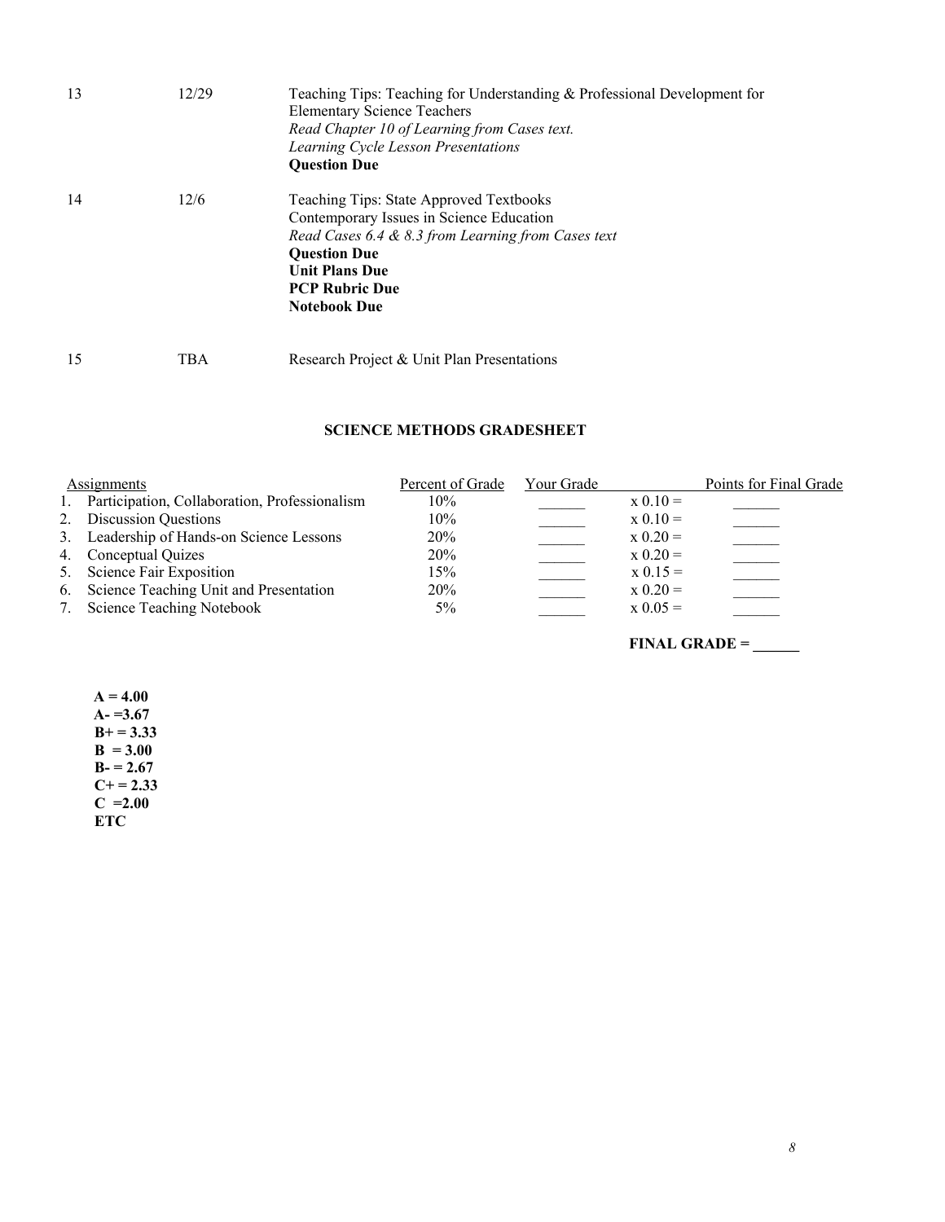| | | |
|---|---|---|
| 13 | 12/29 | Teaching Tips: Teaching for Understanding & Professional Development for Elementary Science Teachers<br>*Read Chapter 10 of Learning from Cases text.*<br>*Learning Cycle Lesson Presentations*<br>**Question Due** |
| 14 | 12/6 | Teaching Tips: State Approved Textbooks<br>Contemporary Issues in Science Education<br>*Read Cases 6.4 & 8.3 from Learning from Cases text*<br>**Question Due**<br>**Unit Plans Due**<br>**PCP Rubric Due**<br>**Notebook Due** |
| 15 | TBA | Research Project & Unit Plan Presentations |

**SCIENCE METHODS GRADESHEET**

| Assignments | Percent of Grade | Your Grade | | Points for Final Grade |
|---|---|---|---|---|
| 1. Participation, Collaboration, Professionalism | 10% | ______ | x 0.10 = | ______ |
| 2. Discussion Questions | 10% | ______ | x 0.10 = | ______ |
| 3. Leadership of Hands-on Science Lessons | 20% | ______ | x 0.20 = | ______ |
| 4. Conceptual Quizes | 20% | ______ | x 0.20 = | ______ |
| 5. Science Fair Exposition | 15% | ______ | x 0.15 = | ______ |
| 6. Science Teaching Unit and Presentation | 20% | ______ | x 0.20 = | ______ |
| 7. Science Teaching Notebook | 5% | ______ | x 0.05 = | ______ |

**FINAL GRADE = ______**

**A = 4.00**
**A- =3.67**
**B+ = 3.33**
**B = 3.00**
**B- = 2.67**
**C+ = 2.33**
**C =2.00**
**ETC**